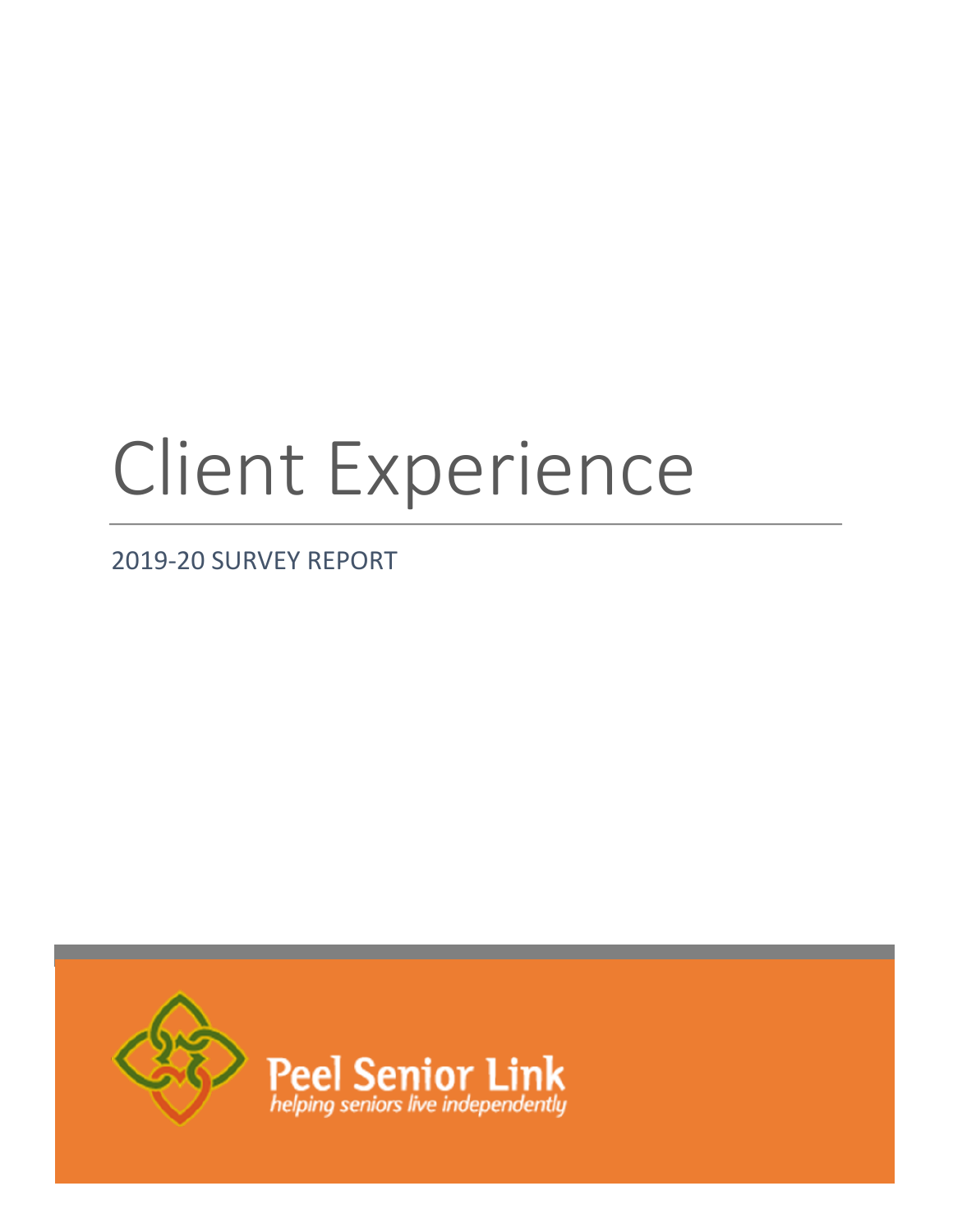# Client Experience

2019-20 SURVEY REPORT

Peel Senior Link

*helping seniors live independently*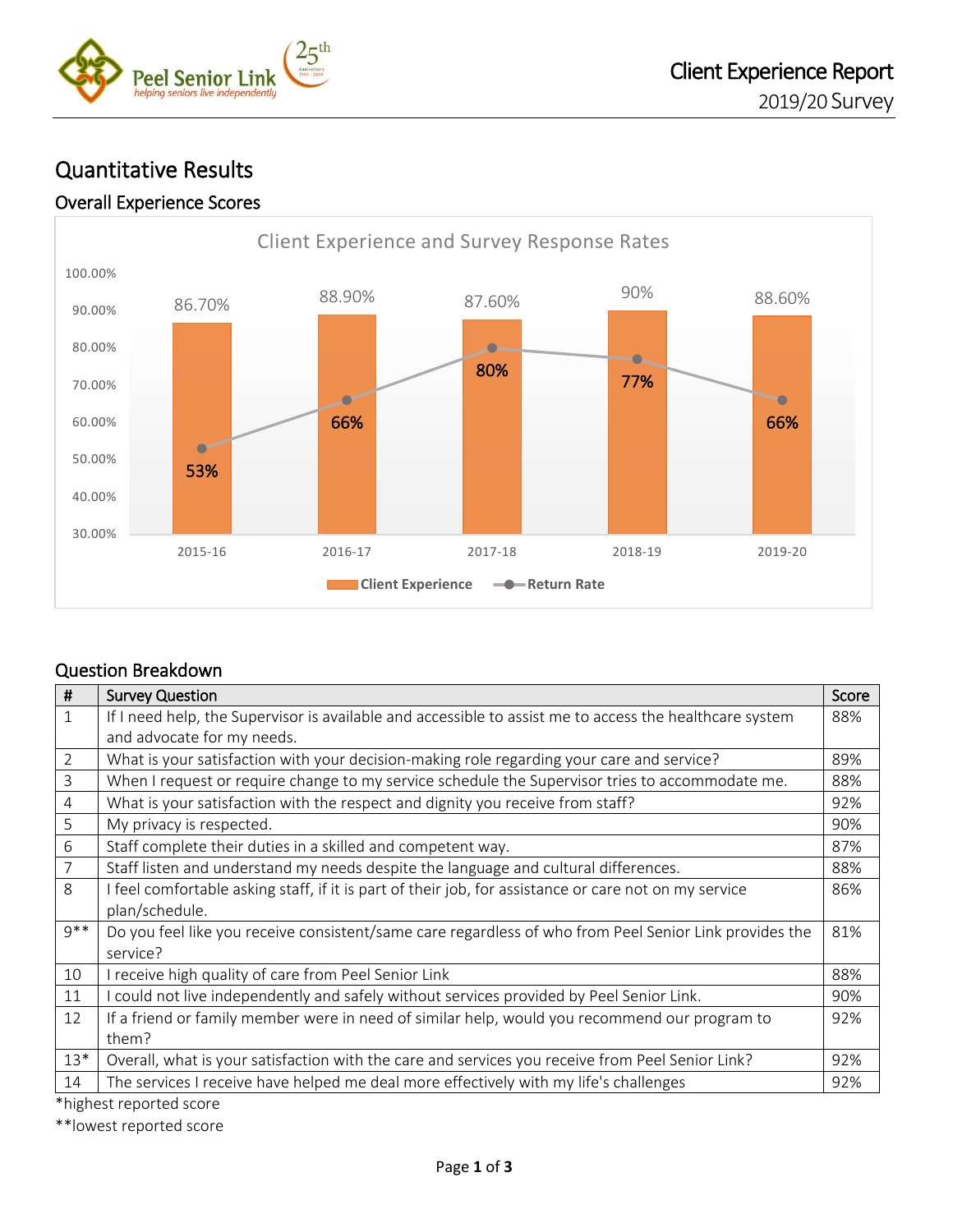# Quantitative Results

## Overall Experience Scores

Client Experience and Survey Response Rates

| Year | Client Experience | Return Rate |
|---|---|---|
| 2015-16 | 86.70% | 53% |
| 2016-17 | 88.90% | 66% |
| 2017-18 | 87.60% | 80% |
| 2018-19 | 90% | 77% |
| 2019-20 | 88.60% | 66% |

## Question Breakdown

| # | Survey Question | Score |
|---|---|---|
| 1 | If I need help, the Supervisor is available and accessible to assist me to access the healthcare system and advocate for my needs. | 88% |
| 2 | What is your satisfaction with your decision-making role regarding your care and service? | 89% |
| 3 | When I request or require change to my service schedule the Supervisor tries to accommodate me. | 88% |
| 4 | What is your satisfaction with the respect and dignity you receive from staff? | 92% |
| 5 | My privacy is respected. | 90% |
| 6 | Staff complete their duties in a skilled and competent way. | 87% |
| 7 | Staff listen and understand my needs despite the language and cultural differences. | 88% |
| 8 | I feel comfortable asking staff, if it is part of their job, for assistance or care not on my service plan/schedule. | 86% |
| 9** | Do you feel like you receive consistent/same care regardless of who from Peel Senior Link provides the service? | 81% |
| 10 | I receive high quality of care from Peel Senior Link | 88% |
| 11 | I could not live independently and safely without services provided by Peel Senior Link. | 90% |
| 12 | If a friend or family member were in need of similar help, would you recommend our program to them? | 92% |
| 13* | Overall, what is your satisfaction with the care and services you receive from Peel Senior Link? | 92% |
| 14 | The services I receive have helped me deal more effectively with my life's challenges | 92% |

*highest reported score

**lowest reported score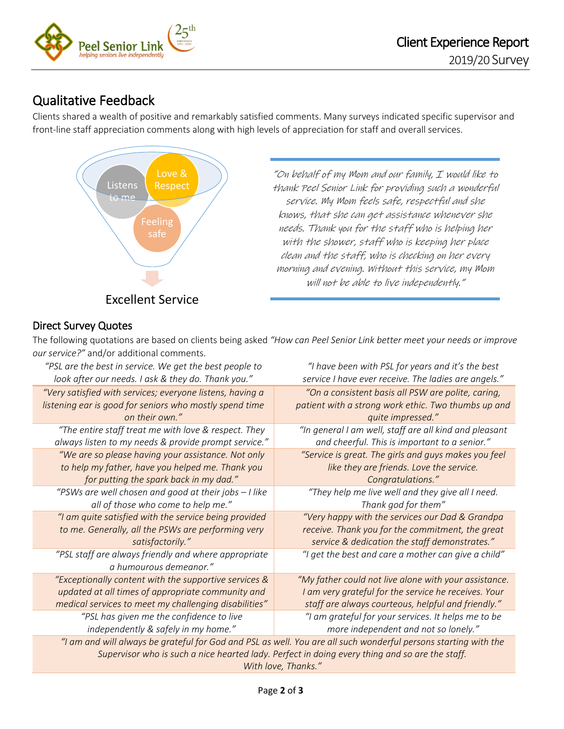## Qualitative Feedback

Clients shared a wealth of positive and remarkably satisfied comments. Many surveys indicated specific supervisor and front-line staff appreciation comments along with high levels of appreciation for staff and overall services.

Listens to me

Love & Respect

Feeling safe

Excellent Service

> *"On behalf of my Mom and our family, I would like to thank Peel Senior Link for providing such a wonderful service. My Mom feels safe, respectful and she knows, that she can get assistance whenever she needs. Thank you for the staff who is helping her with the shower, staff who is keeping her place clean and the staff, who is checking on her every morning and evening. Without this service, my Mom will not be able to live independently."*

### Direct Survey Quotes

The following quotations are based on clients being asked *"How can Peel Senior Link better meet your needs or improve our service?"* and/or additional comments.

| | |
|---|---|
| *"PSL are the best in service. We get the best people to look after our needs. I ask & they do. Thank you."* | *"I have been with PSL for years and it's the best service I have ever receive. The ladies are angels."* |
| *"Very satisfied with services; everyone listens, having a listening ear is good for seniors who mostly spend time on their own."* | *"On a consistent basis all PSW are polite, caring, patient with a strong work ethic. Two thumbs up and quite impressed."* |
| *"The entire staff treat me with love & respect. They always listen to my needs & provide prompt service."* | *"In general I am well, staff are all kind and pleasant and cheerful. This is important to a senior."* |
| *"We are so please having your assistance. Not only to help my father, have you helped me. Thank you for putting the spark back in my dad."* | *"Service is great. The girls and guys makes you feel like they are friends. Love the service. Congratulations."* |
| *"PSWs are well chosen and good at their jobs – I like all of those who come to help me."* | *"They help me live well and they give all I need. Thank god for them"* |
| *"I am quite satisfied with the service being provided to me. Generally, all the PSWs are performing very satisfactorily."* | *"Very happy with the services our Dad & Grandpa receive. Thank you for the commitment, the great service & dedication the staff demonstrates."* |
| *"PSL staff are always friendly and where appropriate a humourous demeanor."* | *"I get the best and care a mother can give a child"* |
| *"Exceptionally content with the supportive services & updated at all times of appropriate community and medical services to meet my challenging disabilities"* | *"My father could not live alone with your assistance. I am very grateful for the service he receives. Your staff are always courteous, helpful and friendly."* |
| *"PSL has given me the confidence to live independently & safely in my home."* | *"I am grateful for your services. It helps me to be more independent and not so lonely."* |

*"I am and will always be grateful for God and PSL as well. You are all such wonderful persons starting with the Supervisor who is such a nice hearted lady. Perfect in doing every thing and so are the staff. With love, Thanks."*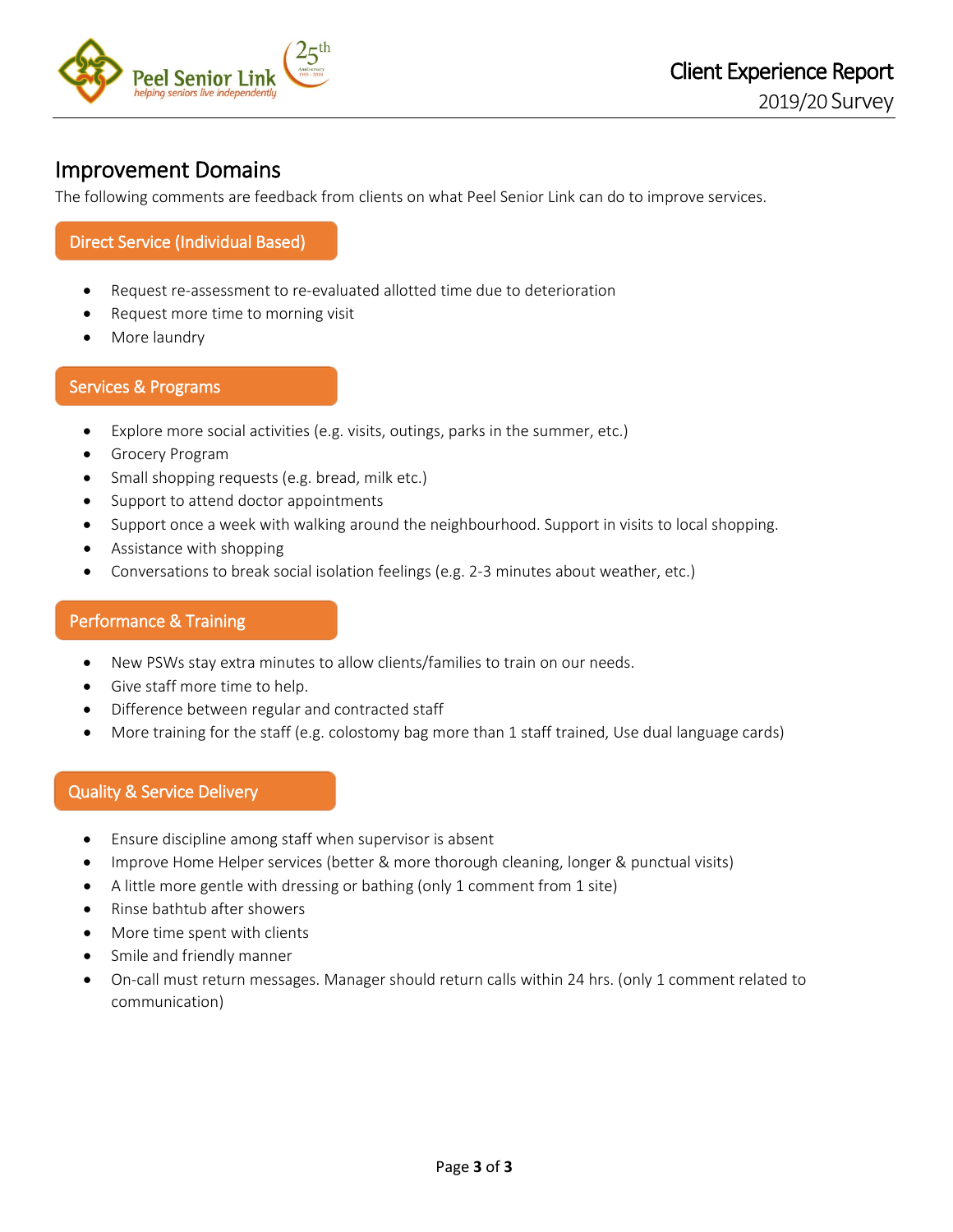## Improvement Domains

The following comments are feedback from clients on what Peel Senior Link can do to improve services.

### Direct Service (Individual Based)

- Request re-assessment to re-evaluated allotted time due to deterioration
- Request more time to morning visit
- More laundry

### Services & Programs

- Explore more social activities (e.g. visits, outings, parks in the summer, etc.)
- Grocery Program
- Small shopping requests (e.g. bread, milk etc.)
- Support to attend doctor appointments
- Support once a week with walking around the neighbourhood. Support in visits to local shopping.
- Assistance with shopping
- Conversations to break social isolation feelings (e.g. 2-3 minutes about weather, etc.)

### Performance & Training

- New PSWs stay extra minutes to allow clients/families to train on our needs.
- Give staff more time to help.
- Difference between regular and contracted staff
- More training for the staff (e.g. colostomy bag more than 1 staff trained, Use dual language cards)

### Quality & Service Delivery

- Ensure discipline among staff when supervisor is absent
- Improve Home Helper services (better & more thorough cleaning, longer & punctual visits)
- A little more gentle with dressing or bathing (only 1 comment from 1 site)
- Rinse bathtub after showers
- More time spent with clients
- Smile and friendly manner
- On-call must return messages. Manager should return calls within 24 hrs. (only 1 comment related to communication)